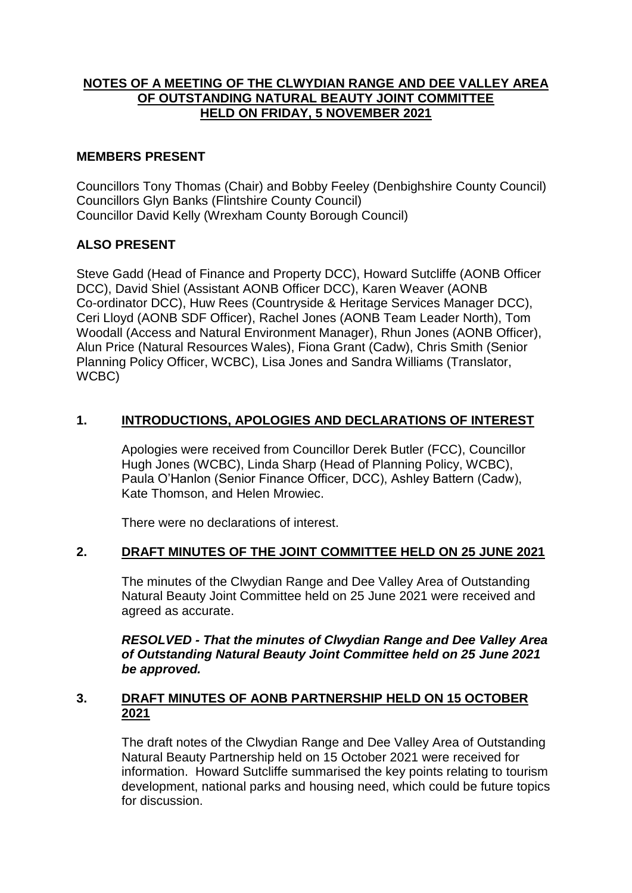# NOTES OF A MEETING OF THE CLWYDIAN RANGE AND DEE VALLEY AREA OF OUTSTANDING NATURAL BEAUTY JOINT COMMITTEE HELD ON FRIDAY, 5 NOVEMBER 2021

## MEMBERS PRESENT

Councillors Tony Thomas (Chair) and Bobby Feeley (Denbighshire County Council)
Councillors Glyn Banks (Flintshire County Council)
Councillor David Kelly (Wrexham County Borough Council)

## ALSO PRESENT

Steve Gadd (Head of Finance and Property DCC), Howard Sutcliffe (AONB Officer DCC), David Shiel (Assistant AONB Officer DCC), Karen Weaver (AONB Co-ordinator DCC), Huw Rees (Countryside & Heritage Services Manager DCC), Ceri Lloyd (AONB SDF Officer), Rachel Jones (AONB Team Leader North), Tom Woodall (Access and Natural Environment Manager), Rhun Jones (AONB Officer), Alun Price (Natural Resources Wales), Fiona Grant (Cadw), Chris Smith (Senior Planning Policy Officer, WCBC), Lisa Jones and Sandra Williams (Translator, WCBC)

## 1. INTRODUCTIONS, APOLOGIES AND DECLARATIONS OF INTEREST

Apologies were received from Councillor Derek Butler (FCC), Councillor Hugh Jones (WCBC), Linda Sharp (Head of Planning Policy, WCBC), Paula O'Hanlon (Senior Finance Officer, DCC), Ashley Battern (Cadw), Kate Thomson, and Helen Mrowiec.

There were no declarations of interest.

## 2. DRAFT MINUTES OF THE JOINT COMMITTEE HELD ON 25 JUNE 2021

The minutes of the Clwydian Range and Dee Valley Area of Outstanding Natural Beauty Joint Committee held on 25 June 2021 were received and agreed as accurate.

***RESOLVED - That the minutes of Clwydian Range and Dee Valley Area of Outstanding Natural Beauty Joint Committee held on 25 June 2021 be approved.***

## 3. DRAFT MINUTES OF AONB PARTNERSHIP HELD ON 15 OCTOBER 2021

The draft notes of the Clwydian Range and Dee Valley Area of Outstanding Natural Beauty Partnership held on 15 October 2021 were received for information. Howard Sutcliffe summarised the key points relating to tourism development, national parks and housing need, which could be future topics for discussion.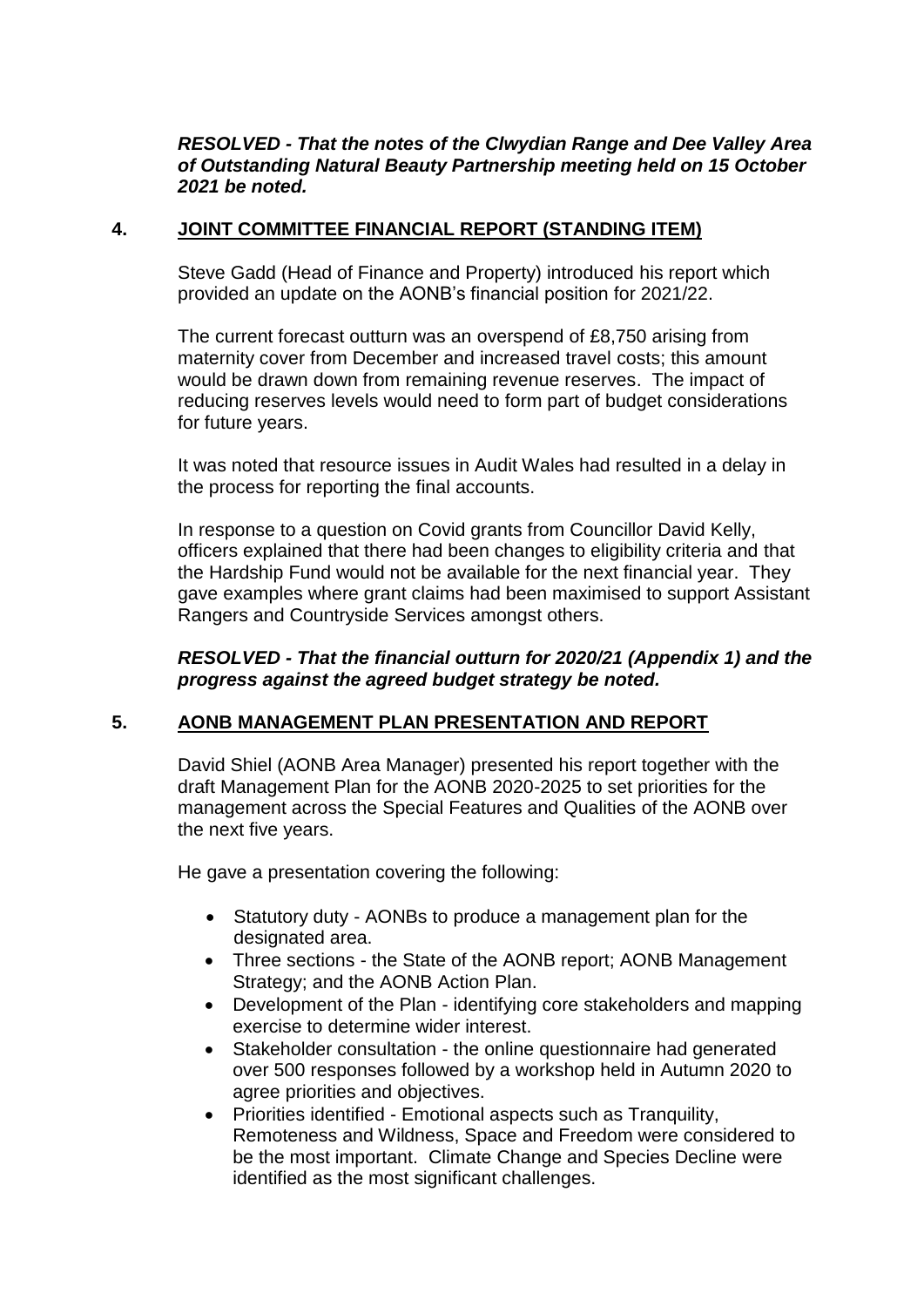***RESOLVED - That the notes of the Clwydian Range and Dee Valley Area of Outstanding Natural Beauty Partnership meeting held on 15 October 2021 be noted.***

## 4. JOINT COMMITTEE FINANCIAL REPORT (STANDING ITEM)

Steve Gadd (Head of Finance and Property) introduced his report which provided an update on the AONB's financial position for 2021/22.

The current forecast outturn was an overspend of £8,750 arising from maternity cover from December and increased travel costs; this amount would be drawn down from remaining revenue reserves. The impact of reducing reserves levels would need to form part of budget considerations for future years.

It was noted that resource issues in Audit Wales had resulted in a delay in the process for reporting the final accounts.

In response to a question on Covid grants from Councillor David Kelly, officers explained that there had been changes to eligibility criteria and that the Hardship Fund would not be available for the next financial year. They gave examples where grant claims had been maximised to support Assistant Rangers and Countryside Services amongst others.

***RESOLVED - That the financial outturn for 2020/21 (Appendix 1) and the progress against the agreed budget strategy be noted.***

## 5. AONB MANAGEMENT PLAN PRESENTATION AND REPORT

David Shiel (AONB Area Manager) presented his report together with the draft Management Plan for the AONB 2020-2025 to set priorities for the management across the Special Features and Qualities of the AONB over the next five years.

He gave a presentation covering the following:

- Statutory duty - AONBs to produce a management plan for the designated area.
- Three sections - the State of the AONB report; AONB Management Strategy; and the AONB Action Plan.
- Development of the Plan - identifying core stakeholders and mapping exercise to determine wider interest.
- Stakeholder consultation - the online questionnaire had generated over 500 responses followed by a workshop held in Autumn 2020 to agree priorities and objectives.
- Priorities identified - Emotional aspects such as Tranquility, Remoteness and Wildness, Space and Freedom were considered to be the most important. Climate Change and Species Decline were identified as the most significant challenges.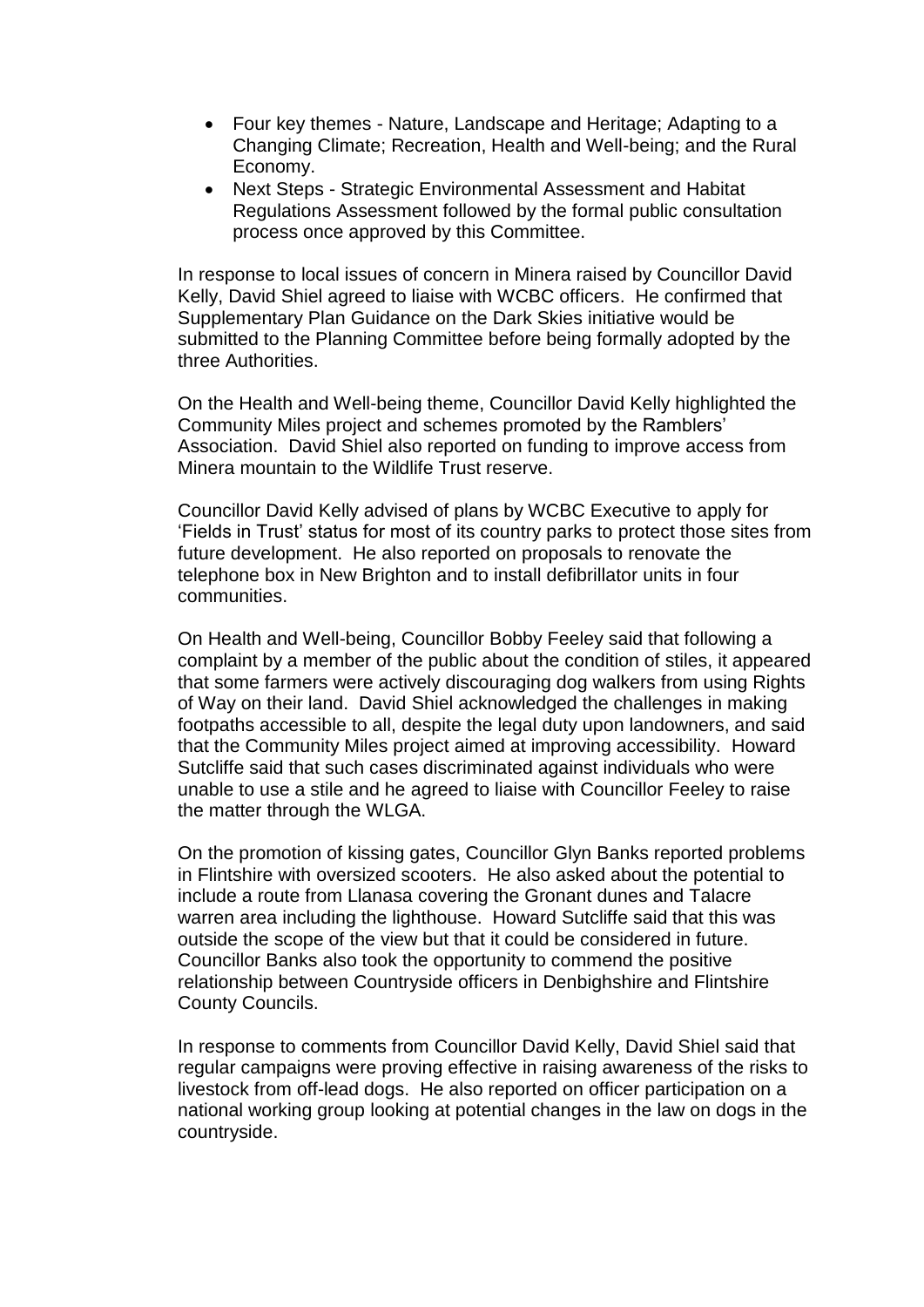- Four key themes - Nature, Landscape and Heritage; Adapting to a Changing Climate; Recreation, Health and Well-being; and the Rural Economy.
- Next Steps - Strategic Environmental Assessment and Habitat Regulations Assessment followed by the formal public consultation process once approved by this Committee.

In response to local issues of concern in Minera raised by Councillor David Kelly, David Shiel agreed to liaise with WCBC officers. He confirmed that Supplementary Plan Guidance on the Dark Skies initiative would be submitted to the Planning Committee before being formally adopted by the three Authorities.

On the Health and Well-being theme, Councillor David Kelly highlighted the Community Miles project and schemes promoted by the Ramblers' Association. David Shiel also reported on funding to improve access from Minera mountain to the Wildlife Trust reserve.

Councillor David Kelly advised of plans by WCBC Executive to apply for 'Fields in Trust' status for most of its country parks to protect those sites from future development. He also reported on proposals to renovate the telephone box in New Brighton and to install defibrillator units in four communities.

On Health and Well-being, Councillor Bobby Feeley said that following a complaint by a member of the public about the condition of stiles, it appeared that some farmers were actively discouraging dog walkers from using Rights of Way on their land. David Shiel acknowledged the challenges in making footpaths accessible to all, despite the legal duty upon landowners, and said that the Community Miles project aimed at improving accessibility. Howard Sutcliffe said that such cases discriminated against individuals who were unable to use a stile and he agreed to liaise with Councillor Feeley to raise the matter through the WLGA.

On the promotion of kissing gates, Councillor Glyn Banks reported problems in Flintshire with oversized scooters. He also asked about the potential to include a route from Llanasa covering the Gronant dunes and Talacre warren area including the lighthouse. Howard Sutcliffe said that this was outside the scope of the view but that it could be considered in future. Councillor Banks also took the opportunity to commend the positive relationship between Countryside officers in Denbighshire and Flintshire County Councils.

In response to comments from Councillor David Kelly, David Shiel said that regular campaigns were proving effective in raising awareness of the risks to livestock from off-lead dogs. He also reported on officer participation on a national working group looking at potential changes in the law on dogs in the countryside.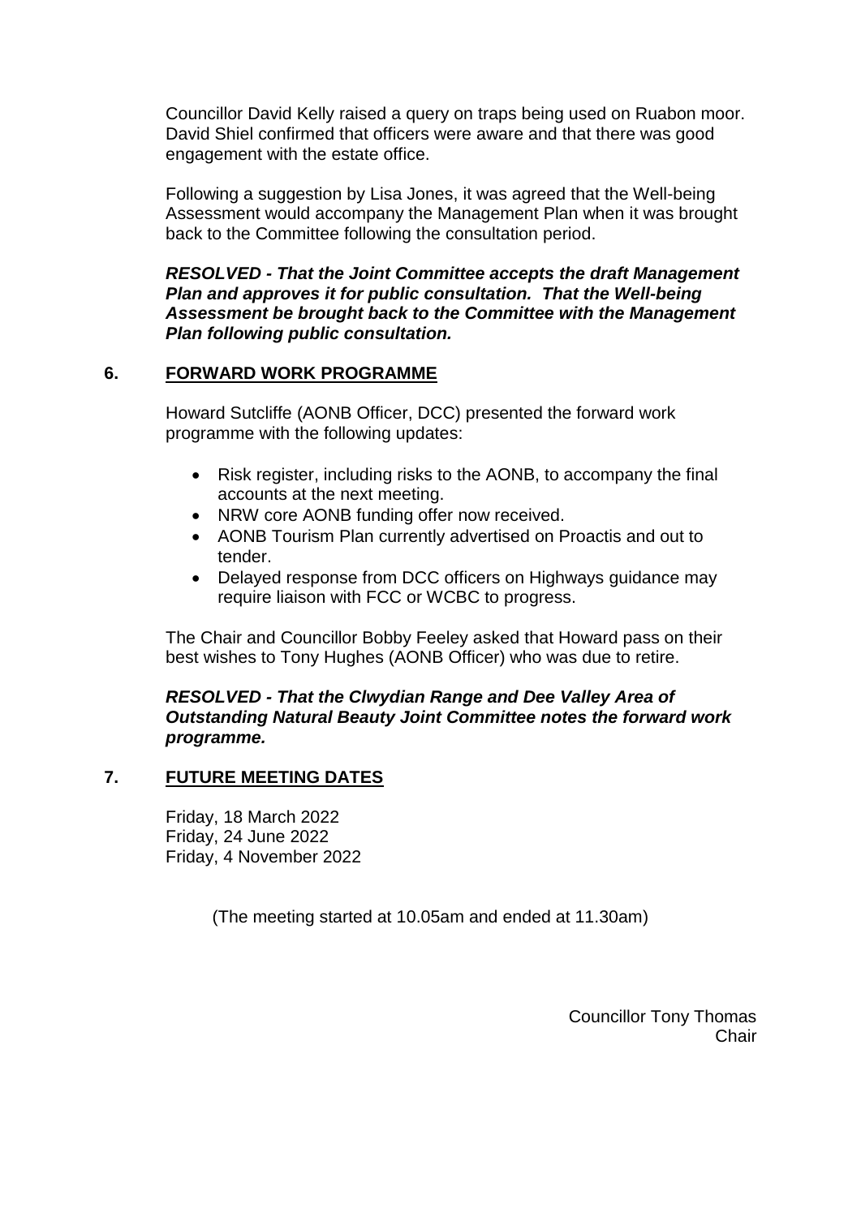Councillor David Kelly raised a query on traps being used on Ruabon moor. David Shiel confirmed that officers were aware and that there was good engagement with the estate office.

Following a suggestion by Lisa Jones, it was agreed that the Well-being Assessment would accompany the Management Plan when it was brought back to the Committee following the consultation period.

***RESOLVED - That the Joint Committee accepts the draft Management Plan and approves it for public consultation. That the Well-being Assessment be brought back to the Committee with the Management Plan following public consultation.***

## 6. FORWARD WORK PROGRAMME

Howard Sutcliffe (AONB Officer, DCC) presented the forward work programme with the following updates:

- Risk register, including risks to the AONB, to accompany the final accounts at the next meeting.
- NRW core AONB funding offer now received.
- AONB Tourism Plan currently advertised on Proactis and out to tender.
- Delayed response from DCC officers on Highways guidance may require liaison with FCC or WCBC to progress.

The Chair and Councillor Bobby Feeley asked that Howard pass on their best wishes to Tony Hughes (AONB Officer) who was due to retire.

***RESOLVED - That the Clwydian Range and Dee Valley Area of Outstanding Natural Beauty Joint Committee notes the forward work programme.***

## 7. FUTURE MEETING DATES

Friday, 18 March 2022
Friday, 24 June 2022
Friday, 4 November 2022

(The meeting started at 10.05am and ended at 11.30am)

Councillor Tony Thomas
Chair